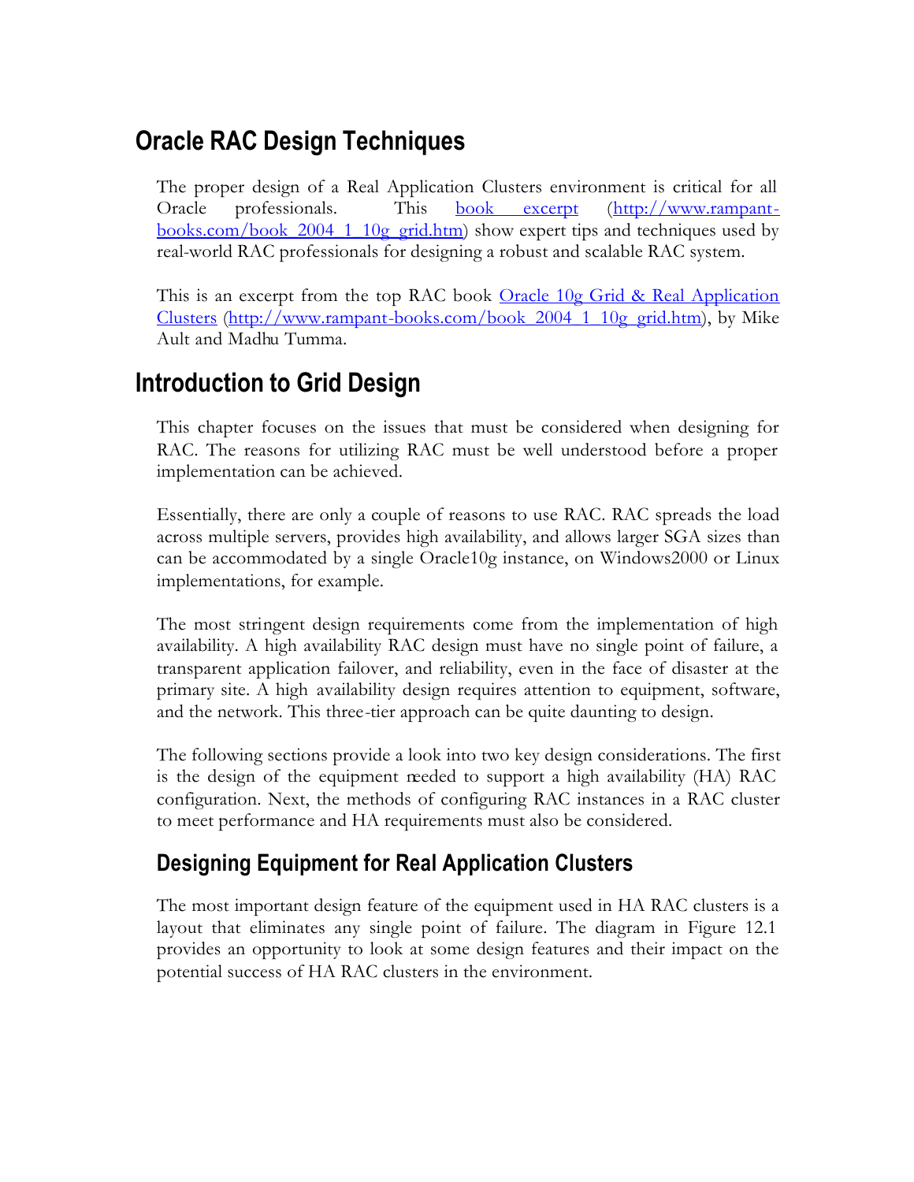# Oracle RAC Design Techniques

The proper design of a Real Application Clusters environment is critical for all Oracle professionals. This [book excerpt](http://www.rampant-books.com/book_2004_1_10g_grid.htm) (http://www.rampant-books.com/book_2004_1_10g_grid.htm) show expert tips and techniques used by real-world RAC professionals for designing a robust and scalable RAC system.

This is an excerpt from the top RAC book [Oracle 10g Grid & Real Application Clusters](http://www.rampant-books.com/book_2004_1_10g_grid.htm) (http://www.rampant-books.com/book_2004_1_10g_grid.htm), by Mike Ault and Madhu Tumma.

# Introduction to Grid Design

This chapter focuses on the issues that must be considered when designing for RAC. The reasons for utilizing RAC must be well understood before a proper implementation can be achieved.

Essentially, there are only a couple of reasons to use RAC. RAC spreads the load across multiple servers, provides high availability, and allows larger SGA sizes than can be accommodated by a single Oracle10g instance, on Windows2000 or Linux implementations, for example.

The most stringent design requirements come from the implementation of high availability. A high availability RAC design must have no single point of failure, a transparent application failover, and reliability, even in the face of disaster at the primary site. A high availability design requires attention to equipment, software, and the network. This three-tier approach can be quite daunting to design.

The following sections provide a look into two key design considerations. The first is the design of the equipment needed to support a high availability (HA) RAC configuration. Next, the methods of configuring RAC instances in a RAC cluster to meet performance and HA requirements must also be considered.

## Designing Equipment for Real Application Clusters

The most important design feature of the equipment used in HA RAC clusters is a layout that eliminates any single point of failure. The diagram in Figure 12.1 provides an opportunity to look at some design features and their impact on the potential success of HA RAC clusters in the environment.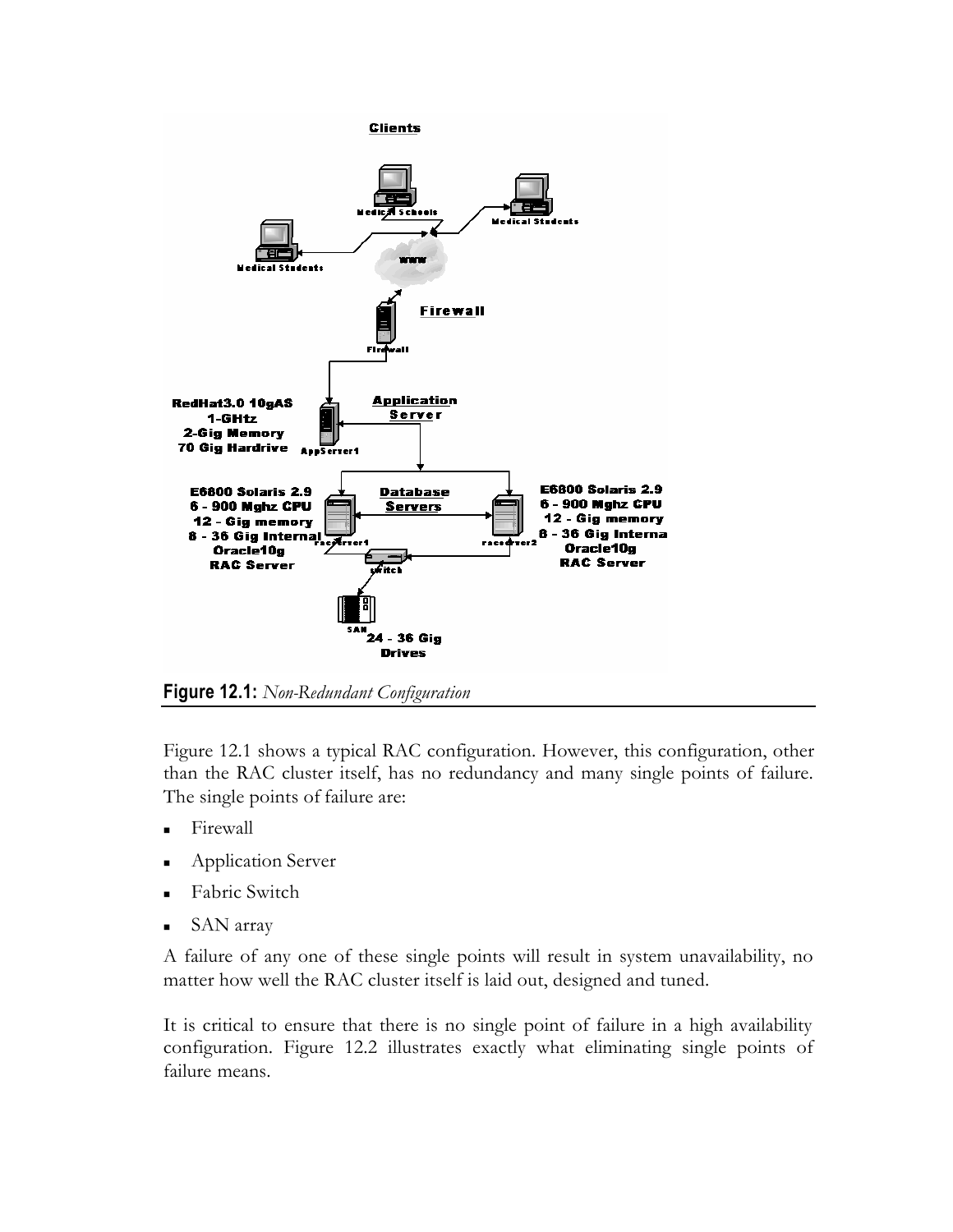**Figure 12.1:** *Non-Redundant Configuration*

Figure 12.1 shows a typical RAC configuration. However, this configuration, other than the RAC cluster itself, has no redundancy and many single points of failure. The single points of failure are:

- Firewall
- Application Server
- Fabric Switch
- SAN array

A failure of any one of these single points will result in system unavailability, no matter how well the RAC cluster itself is laid out, designed and tuned.

It is critical to ensure that there is no single point of failure in a high availability configuration. Figure 12.2 illustrates exactly what eliminating single points of failure means.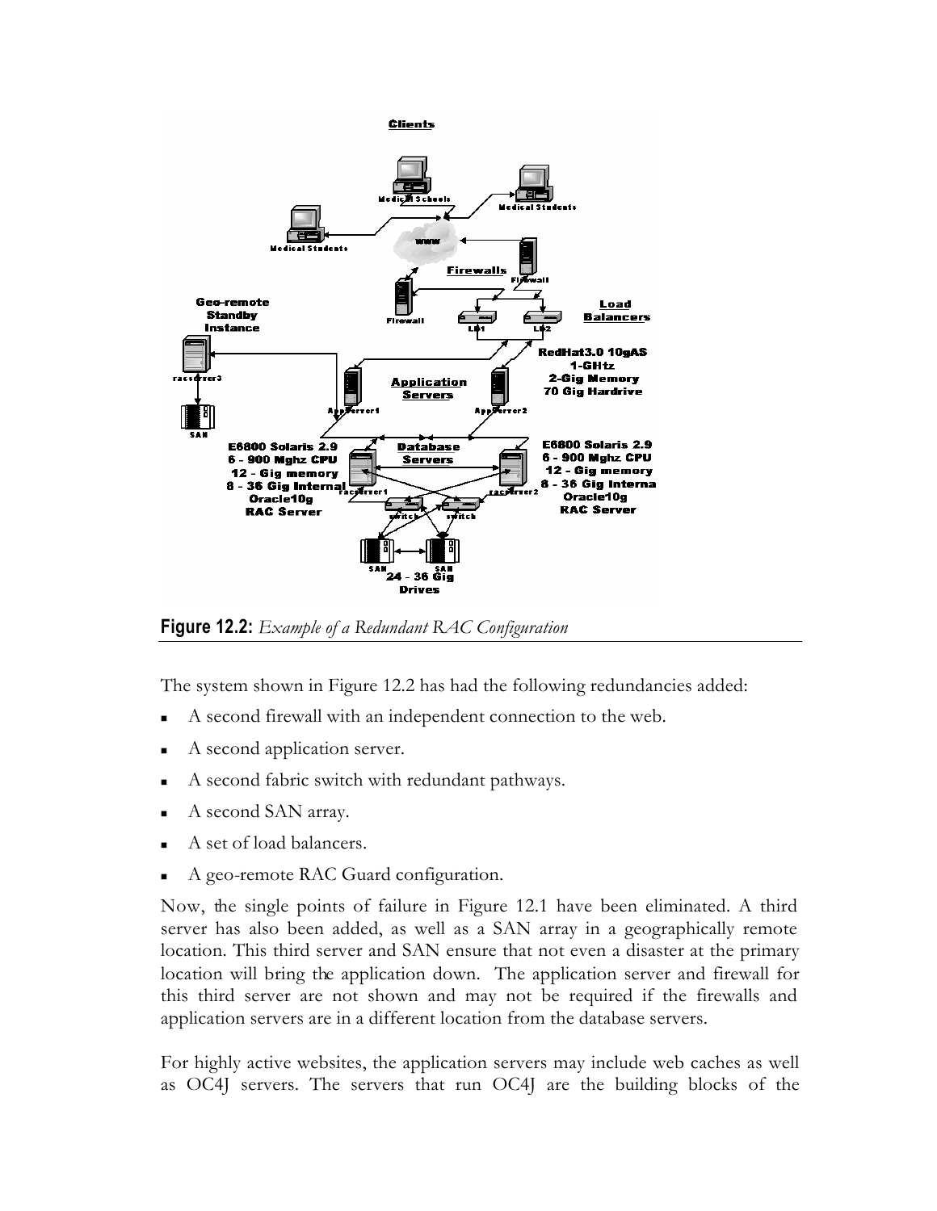**Figure 12.2:** *Example of a Redundant RAC Configuration*

The system shown in Figure 12.2 has had the following redundancies added:

- A second firewall with an independent connection to the web.
- A second application server.
- A second fabric switch with redundant pathways.
- A second SAN array.
- A set of load balancers.
- A geo-remote RAC Guard configuration.

Now, the single points of failure in Figure 12.1 have been eliminated. A third server has also been added, as well as a SAN array in a geographically remote location. This third server and SAN ensure that not even a disaster at the primary location will bring the application down. The application server and firewall for this third server are not shown and may not be required if the firewalls and application servers are in a different location from the database servers.

For highly active websites, the application servers may include web caches as well as OC4J servers. The servers that run OC4J are the building blocks of the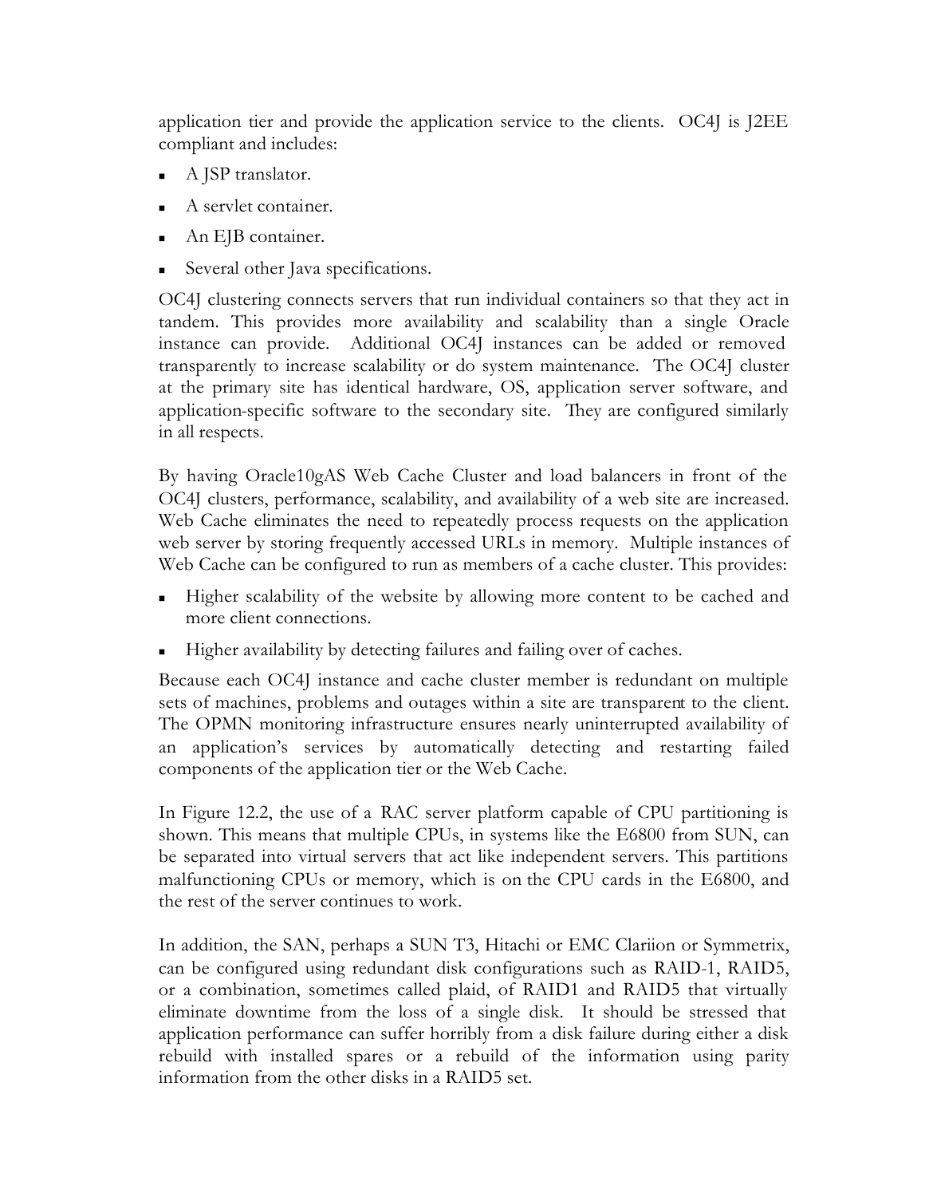application tier and provide the application service to the clients. OC4J is J2EE compliant and includes:

- A JSP translator.
- A servlet container.
- An EJB container.
- Several other Java specifications.

OC4J clustering connects servers that run individual containers so that they act in tandem. This provides more availability and scalability than a single Oracle instance can provide. Additional OC4J instances can be added or removed transparently to increase scalability or do system maintenance. The OC4J cluster at the primary site has identical hardware, OS, application server software, and application-specific software to the secondary site. They are configured similarly in all respects.

By having Oracle10gAS Web Cache Cluster and load balancers in front of the OC4J clusters, performance, scalability, and availability of a web site are increased. Web Cache eliminates the need to repeatedly process requests on the application web server by storing frequently accessed URLs in memory. Multiple instances of Web Cache can be configured to run as members of a cache cluster. This provides:

- Higher scalability of the website by allowing more content to be cached and more client connections.
- Higher availability by detecting failures and failing over of caches.

Because each OC4J instance and cache cluster member is redundant on multiple sets of machines, problems and outages within a site are transparent to the client. The OPMN monitoring infrastructure ensures nearly uninterrupted availability of an application's services by automatically detecting and restarting failed components of the application tier or the Web Cache.

In Figure 12.2, the use of a RAC server platform capable of CPU partitioning is shown. This means that multiple CPUs, in systems like the E6800 from SUN, can be separated into virtual servers that act like independent servers. This partitions malfunctioning CPUs or memory, which is on the CPU cards in the E6800, and the rest of the server continues to work.

In addition, the SAN, perhaps a SUN T3, Hitachi or EMC Clariion or Symmetrix, can be configured using redundant disk configurations such as RAID-1, RAID5, or a combination, sometimes called plaid, of RAID1 and RAID5 that virtually eliminate downtime from the loss of a single disk. It should be stressed that application performance can suffer horribly from a disk failure during either a disk rebuild with installed spares or a rebuild of the information using parity information from the other disks in a RAID5 set.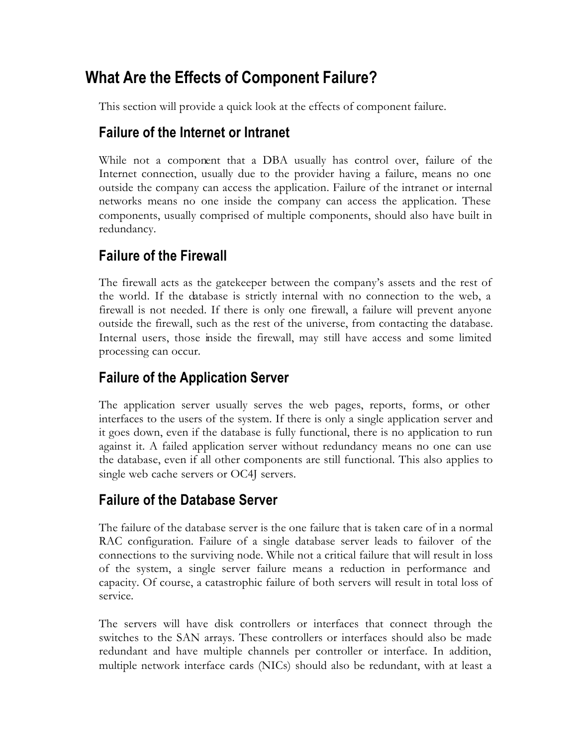## What Are the Effects of Component Failure?

This section will provide a quick look at the effects of component failure.

### Failure of the Internet or Intranet

While not a component that a DBA usually has control over, failure of the Internet connection, usually due to the provider having a failure, means no one outside the company can access the application. Failure of the intranet or internal networks means no one inside the company can access the application. These components, usually comprised of multiple components, should also have built in redundancy.

### Failure of the Firewall

The firewall acts as the gatekeeper between the company's assets and the rest of the world. If the database is strictly internal with no connection to the web, a firewall is not needed. If there is only one firewall, a failure will prevent anyone outside the firewall, such as the rest of the universe, from contacting the database. Internal users, those inside the firewall, may still have access and some limited processing can occur.

### Failure of the Application Server

The application server usually serves the web pages, reports, forms, or other interfaces to the users of the system. If there is only a single application server and it goes down, even if the database is fully functional, there is no application to run against it. A failed application server without redundancy means no one can use the database, even if all other components are still functional. This also applies to single web cache servers or OC4J servers.

### Failure of the Database Server

The failure of the database server is the one failure that is taken care of in a normal RAC configuration. Failure of a single database server leads to failover of the connections to the surviving node. While not a critical failure that will result in loss of the system, a single server failure means a reduction in performance and capacity. Of course, a catastrophic failure of both servers will result in total loss of service.

The servers will have disk controllers or interfaces that connect through the switches to the SAN arrays. These controllers or interfaces should also be made redundant and have multiple channels per controller or interface. In addition, multiple network interface cards (NICs) should also be redundant, with at least a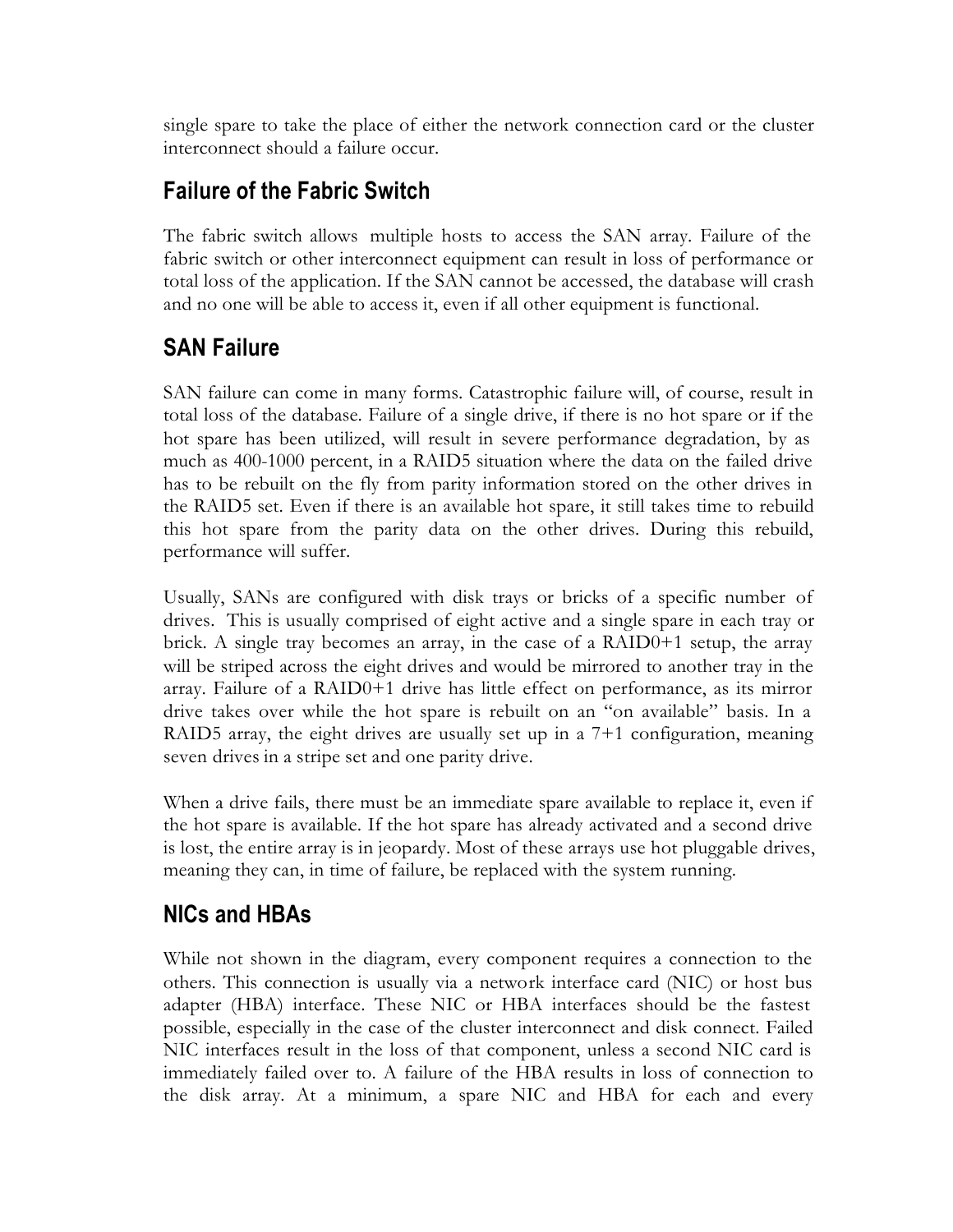single spare to take the place of either the network connection card or the cluster interconnect should a failure occur.

## Failure of the Fabric Switch

The fabric switch allows multiple hosts to access the SAN array. Failure of the fabric switch or other interconnect equipment can result in loss of performance or total loss of the application. If the SAN cannot be accessed, the database will crash and no one will be able to access it, even if all other equipment is functional.

## SAN Failure

SAN failure can come in many forms. Catastrophic failure will, of course, result in total loss of the database. Failure of a single drive, if there is no hot spare or if the hot spare has been utilized, will result in severe performance degradation, by as much as 400-1000 percent, in a RAID5 situation where the data on the failed drive has to be rebuilt on the fly from parity information stored on the other drives in the RAID5 set. Even if there is an available hot spare, it still takes time to rebuild this hot spare from the parity data on the other drives. During this rebuild, performance will suffer.

Usually, SANs are configured with disk trays or bricks of a specific number of drives. This is usually comprised of eight active and a single spare in each tray or brick. A single tray becomes an array, in the case of a RAID0+1 setup, the array will be striped across the eight drives and would be mirrored to another tray in the array. Failure of a RAID0+1 drive has little effect on performance, as its mirror drive takes over while the hot spare is rebuilt on an "on available" basis. In a RAID5 array, the eight drives are usually set up in a 7+1 configuration, meaning seven drives in a stripe set and one parity drive.

When a drive fails, there must be an immediate spare available to replace it, even if the hot spare is available. If the hot spare has already activated and a second drive is lost, the entire array is in jeopardy. Most of these arrays use hot pluggable drives, meaning they can, in time of failure, be replaced with the system running.

## NICs and HBAs

While not shown in the diagram, every component requires a connection to the others. This connection is usually via a network interface card (NIC) or host bus adapter (HBA) interface. These NIC or HBA interfaces should be the fastest possible, especially in the case of the cluster interconnect and disk connect. Failed NIC interfaces result in the loss of that component, unless a second NIC card is immediately failed over to. A failure of the HBA results in loss of connection to the disk array. At a minimum, a spare NIC and HBA for each and every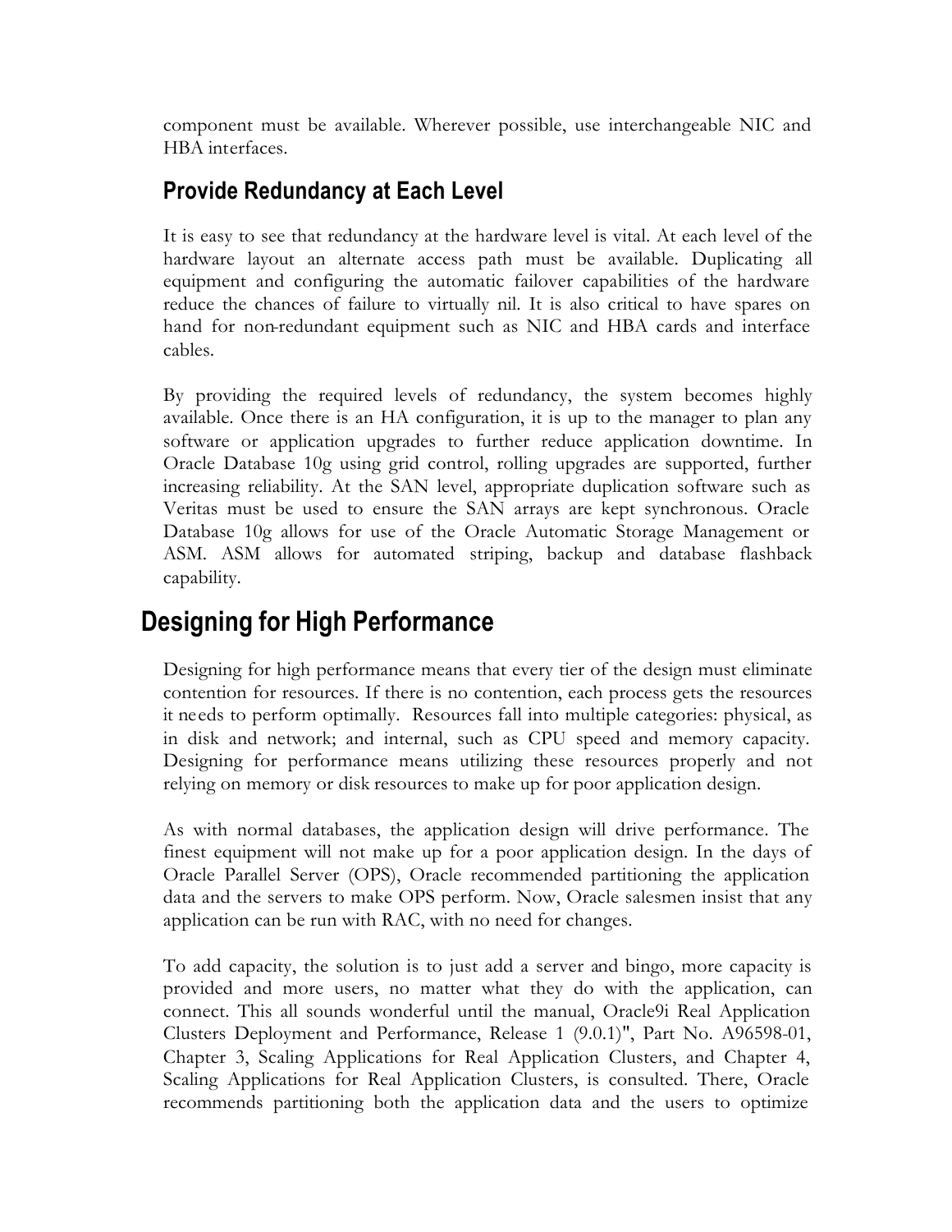component must be available. Wherever possible, use interchangeable NIC and HBA interfaces.

### Provide Redundancy at Each Level

It is easy to see that redundancy at the hardware level is vital. At each level of the hardware layout an alternate access path must be available. Duplicating all equipment and configuring the automatic failover capabilities of the hardware reduce the chances of failure to virtually nil. It is also critical to have spares on hand for non-redundant equipment such as NIC and HBA cards and interface cables.

By providing the required levels of redundancy, the system becomes highly available. Once there is an HA configuration, it is up to the manager to plan any software or application upgrades to further reduce application downtime. In Oracle Database 10g using grid control, rolling upgrades are supported, further increasing reliability. At the SAN level, appropriate duplication software such as Veritas must be used to ensure the SAN arrays are kept synchronous. Oracle Database 10g allows for use of the Oracle Automatic Storage Management or ASM. ASM allows for automated striping, backup and database flashback capability.

## Designing for High Performance

Designing for high performance means that every tier of the design must eliminate contention for resources. If there is no contention, each process gets the resources it needs to perform optimally. Resources fall into multiple categories: physical, as in disk and network; and internal, such as CPU speed and memory capacity. Designing for performance means utilizing these resources properly and not relying on memory or disk resources to make up for poor application design.

As with normal databases, the application design will drive performance. The finest equipment will not make up for a poor application design. In the days of Oracle Parallel Server (OPS), Oracle recommended partitioning the application data and the servers to make OPS perform. Now, Oracle salesmen insist that any application can be run with RAC, with no need for changes.

To add capacity, the solution is to just add a server and bingo, more capacity is provided and more users, no matter what they do with the application, can connect. This all sounds wonderful until the manual, Oracle9i Real Application Clusters Deployment and Performance, Release 1 (9.0.1)", Part No. A96598-01, Chapter 3, Scaling Applications for Real Application Clusters, and Chapter 4, Scaling Applications for Real Application Clusters, is consulted. There, Oracle recommends partitioning both the application data and the users to optimize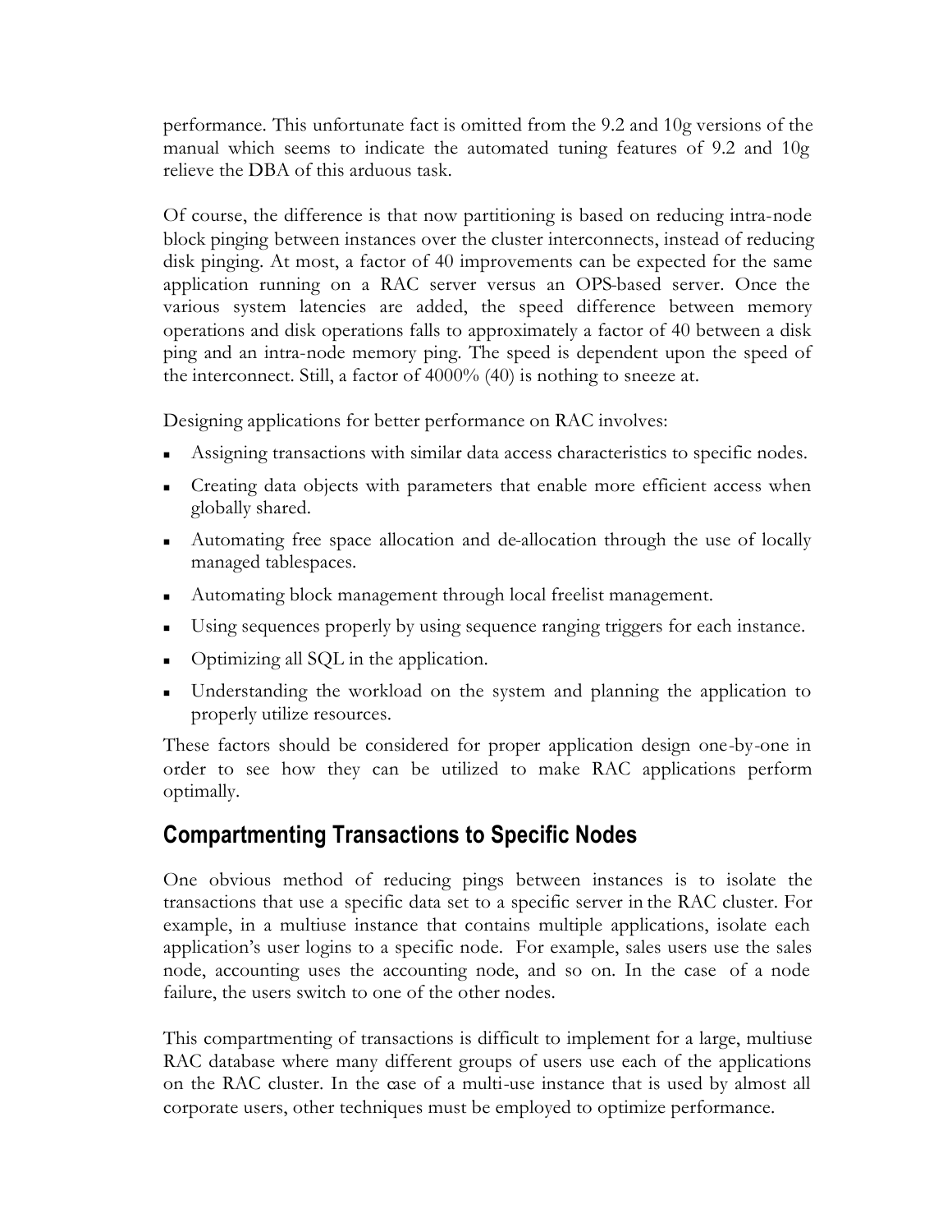performance. This unfortunate fact is omitted from the 9.2 and 10g versions of the manual which seems to indicate the automated tuning features of 9.2 and 10g relieve the DBA of this arduous task.

Of course, the difference is that now partitioning is based on reducing intra-node block pinging between instances over the cluster interconnects, instead of reducing disk pinging. At most, a factor of 40 improvements can be expected for the same application running on a RAC server versus an OPS-based server. Once the various system latencies are added, the speed difference between memory operations and disk operations falls to approximately a factor of 40 between a disk ping and an intra-node memory ping. The speed is dependent upon the speed of the interconnect. Still, a factor of 4000% (40) is nothing to sneeze at.

Designing applications for better performance on RAC involves:

- Assigning transactions with similar data access characteristics to specific nodes.
- Creating data objects with parameters that enable more efficient access when globally shared.
- Automating free space allocation and de-allocation through the use of locally managed tablespaces.
- Automating block management through local freelist management.
- Using sequences properly by using sequence ranging triggers for each instance.
- Optimizing all SQL in the application.
- Understanding the workload on the system and planning the application to properly utilize resources.

These factors should be considered for proper application design one-by-one in order to see how they can be utilized to make RAC applications perform optimally.

## Compartmenting Transactions to Specific Nodes

One obvious method of reducing pings between instances is to isolate the transactions that use a specific data set to a specific server in the RAC cluster. For example, in a multiuse instance that contains multiple applications, isolate each application's user logins to a specific node. For example, sales users use the sales node, accounting uses the accounting node, and so on. In the case of a node failure, the users switch to one of the other nodes.

This compartmenting of transactions is difficult to implement for a large, multiuse RAC database where many different groups of users use each of the applications on the RAC cluster. In the case of a multi-use instance that is used by almost all corporate users, other techniques must be employed to optimize performance.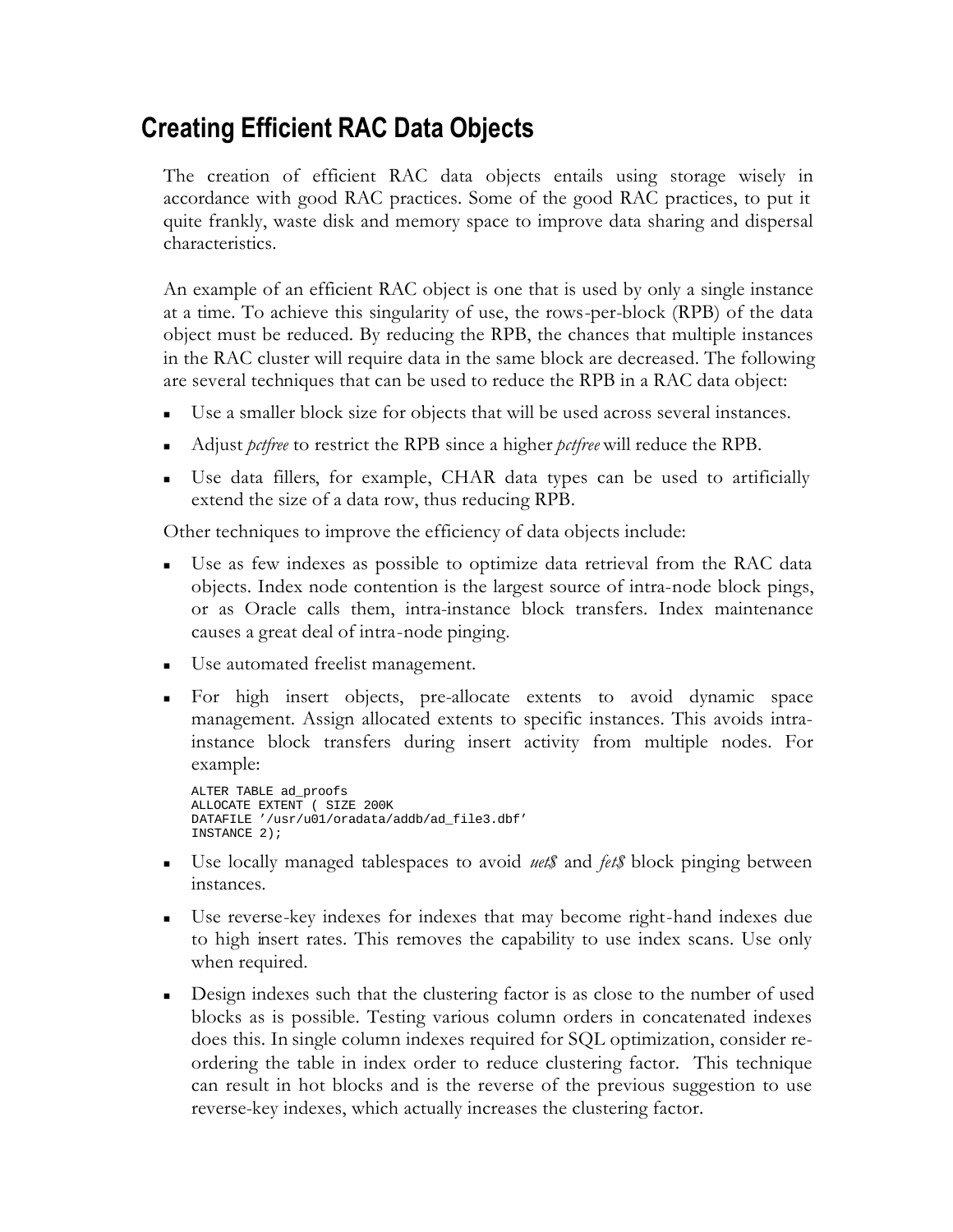## Creating Efficient RAC Data Objects

The creation of efficient RAC data objects entails using storage wisely in accordance with good RAC practices. Some of the good RAC practices, to put it quite frankly, waste disk and memory space to improve data sharing and dispersal characteristics.

An example of an efficient RAC object is one that is used by only a single instance at a time. To achieve this singularity of use, the rows-per-block (RPB) of the data object must be reduced. By reducing the RPB, the chances that multiple instances in the RAC cluster will require data in the same block are decreased. The following are several techniques that can be used to reduce the RPB in a RAC data object:

- Use a smaller block size for objects that will be used across several instances.
- Adjust *pctfree* to restrict the RPB since a higher *pctfree* will reduce the RPB.
- Use data fillers, for example, CHAR data types can be used to artificially extend the size of a data row, thus reducing RPB.

Other techniques to improve the efficiency of data objects include:

- Use as few indexes as possible to optimize data retrieval from the RAC data objects. Index node contention is the largest source of intra-node block pings, or as Oracle calls them, intra-instance block transfers. Index maintenance causes a great deal of intra-node pinging.
- Use automated freelist management.
- For high insert objects, pre-allocate extents to avoid dynamic space management. Assign allocated extents to specific instances. This avoids intra-instance block transfers during insert activity from multiple nodes. For example:

```
ALTER TABLE ad_proofs
ALLOCATE EXTENT ( SIZE 200K
DATAFILE '/usr/u01/oradata/addb/ad_file3.dbf'
INSTANCE 2);
```

- Use locally managed tablespaces to avoid *uet$* and *fet$* block pinging between instances.
- Use reverse-key indexes for indexes that may become right-hand indexes due to high insert rates. This removes the capability to use index scans. Use only when required.
- Design indexes such that the clustering factor is as close to the number of used blocks as is possible. Testing various column orders in concatenated indexes does this. In single column indexes required for SQL optimization, consider re-ordering the table in index order to reduce clustering factor. This technique can result in hot blocks and is the reverse of the previous suggestion to use reverse-key indexes, which actually increases the clustering factor.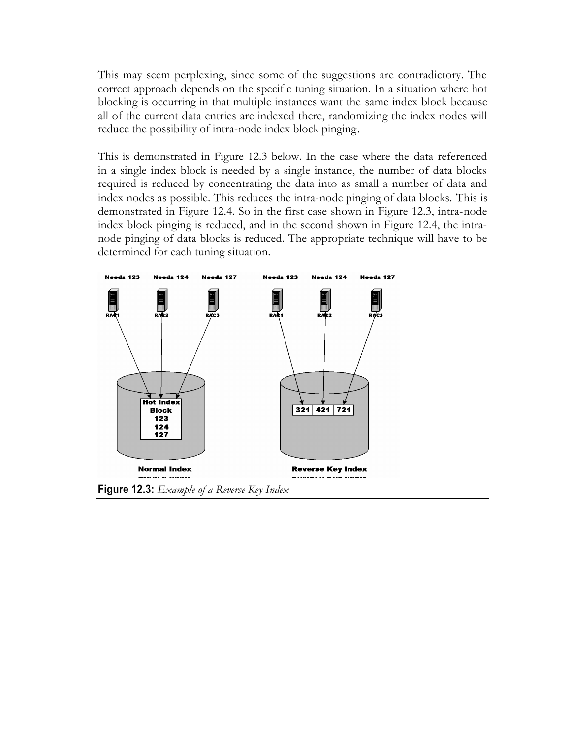This may seem perplexing, since some of the suggestions are contradictory. The correct approach depends on the specific tuning situation. In a situation where hot blocking is occurring in that multiple instances want the same index block because all of the current data entries are indexed there, randomizing the index nodes will reduce the possibility of intra-node index block pinging.

This is demonstrated in Figure 12.3 below. In the case where the data referenced in a single index block is needed by a single instance, the number of data blocks required is reduced by concentrating the data into as small a number of data and index nodes as possible. This reduces the intra-node pinging of data blocks. This is demonstrated in Figure 12.4. So in the first case shown in Figure 12.3, intra-node index block pinging is reduced, and in the second shown in Figure 12.4, the intra-node pinging of data blocks is reduced. The appropriate technique will have to be determined for each tuning situation.

**Figure 12.3:** *Example of a Reverse Key Index*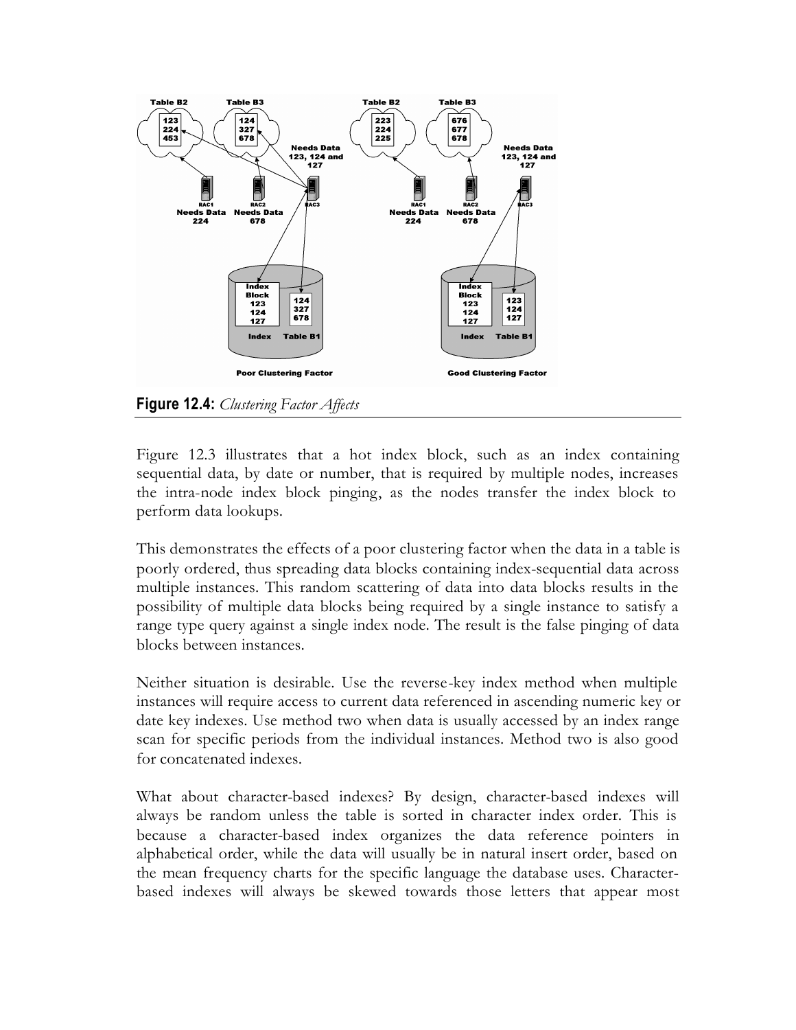**Figure 12.4:** *Clustering Factor Affects*

Figure 12.3 illustrates that a hot index block, such as an index containing sequential data, by date or number, that is required by multiple nodes, increases the intra-node index block pinging, as the nodes transfer the index block to perform data lookups.

This demonstrates the effects of a poor clustering factor when the data in a table is poorly ordered, thus spreading data blocks containing index-sequential data across multiple instances. This random scattering of data into data blocks results in the possibility of multiple data blocks being required by a single instance to satisfy a range type query against a single index node. The result is the false pinging of data blocks between instances.

Neither situation is desirable. Use the reverse-key index method when multiple instances will require access to current data referenced in ascending numeric key or date key indexes. Use method two when data is usually accessed by an index range scan for specific periods from the individual instances. Method two is also good for concatenated indexes.

What about character-based indexes? By design, character-based indexes will always be random unless the table is sorted in character index order. This is because a character-based index organizes the data reference pointers in alphabetical order, while the data will usually be in natural insert order, based on the mean frequency charts for the specific language the database uses. Character-based indexes will always be skewed towards those letters that appear most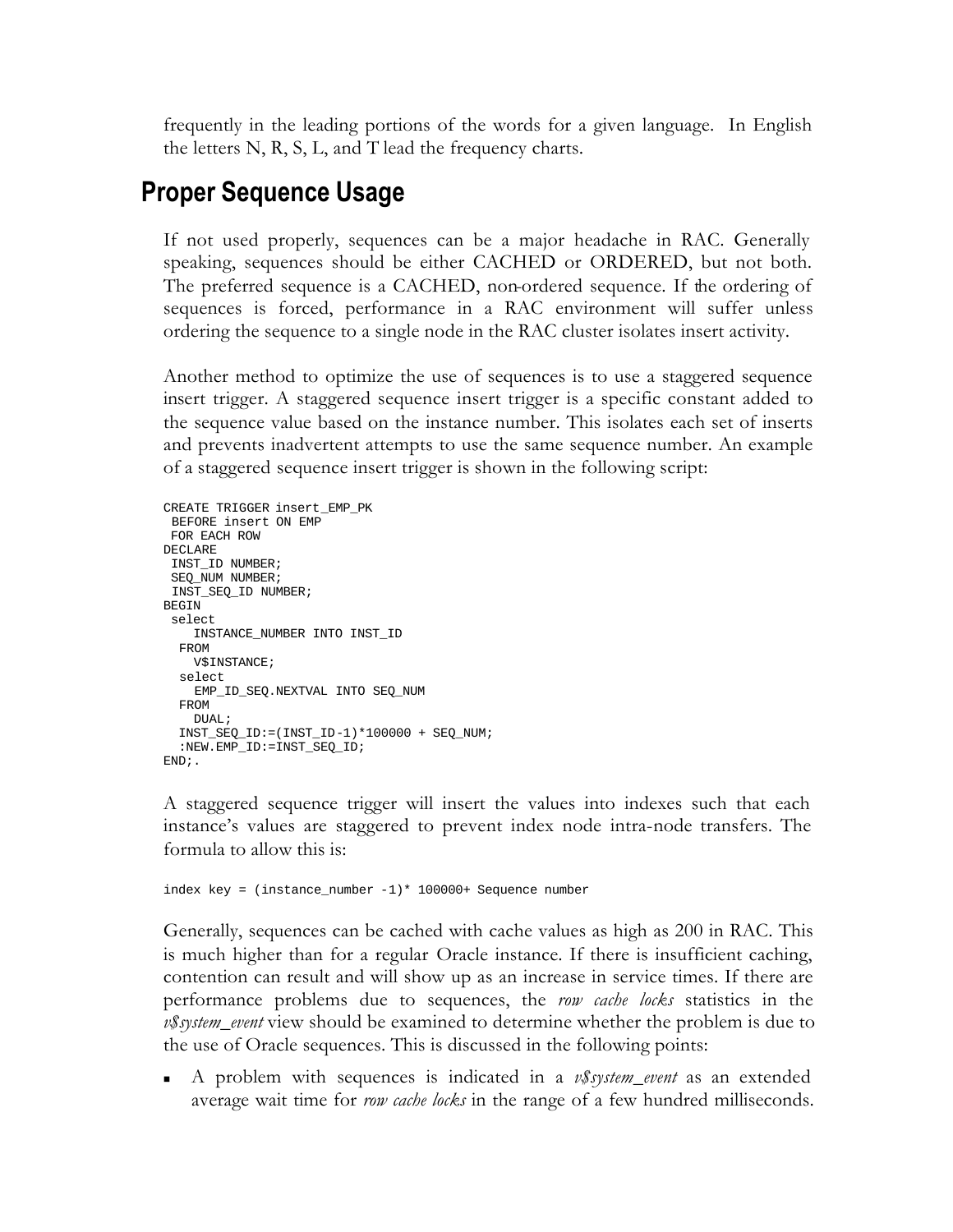frequently in the leading portions of the words for a given language. In English the letters N, R, S, L, and T lead the frequency charts.

## Proper Sequence Usage

If not used properly, sequences can be a major headache in RAC. Generally speaking, sequences should be either CACHED or ORDERED, but not both. The preferred sequence is a CACHED, non-ordered sequence. If the ordering of sequences is forced, performance in a RAC environment will suffer unless ordering the sequence to a single node in the RAC cluster isolates insert activity.

Another method to optimize the use of sequences is to use a staggered sequence insert trigger. A staggered sequence insert trigger is a specific constant added to the sequence value based on the instance number. This isolates each set of inserts and prevents inadvertent attempts to use the same sequence number. An example of a staggered sequence insert trigger is shown in the following script:

```
CREATE TRIGGER insert_EMP_PK
 BEFORE insert ON EMP
 FOR EACH ROW
DECLARE
 INST_ID NUMBER;
 SEQ_NUM NUMBER;
 INST_SEQ_ID NUMBER;
BEGIN
 select
    INSTANCE_NUMBER INTO INST_ID
  FROM
    V$INSTANCE;
  select
    EMP_ID_SEQ.NEXTVAL INTO SEQ_NUM
  FROM
    DUAL;
  INST_SEQ_ID:=(INST_ID-1)*100000 + SEQ_NUM;
  :NEW.EMP_ID:=INST_SEQ_ID;
END;.
```

A staggered sequence trigger will insert the values into indexes such that each instance's values are staggered to prevent index node intra-node transfers. The formula to allow this is:

```
index key = (instance_number -1)* 100000+ Sequence number
```

Generally, sequences can be cached with cache values as high as 200 in RAC. This is much higher than for a regular Oracle instance. If there is insufficient caching, contention can result and will show up as an increase in service times. If there are performance problems due to sequences, the *row cache locks* statistics in the *v$system_event* view should be examined to determine whether the problem is due to the use of Oracle sequences. This is discussed in the following points:

- A problem with sequences is indicated in a *v$system_event* as an extended average wait time for *row cache locks* in the range of a few hundred milliseconds.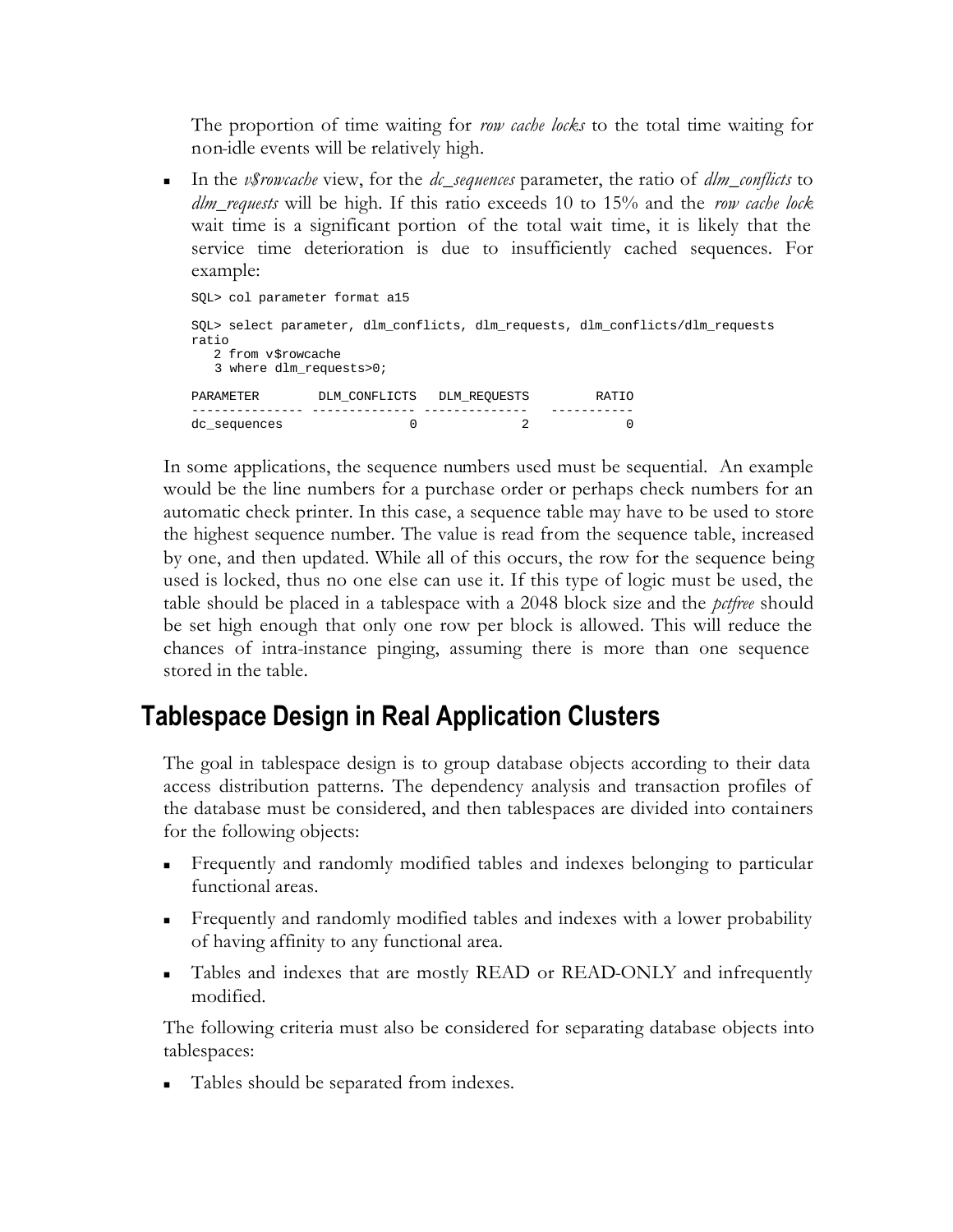The proportion of time waiting for *row cache locks* to the total time waiting for non-idle events will be relatively high.

- In the *v$rowcache* view, for the *dc_sequences* parameter, the ratio of *dlm_conflicts* to *dlm_requests* will be high. If this ratio exceeds 10 to 15% and the *row cache lock* wait time is a significant portion of the total wait time, it is likely that the service time deterioration is due to insufficiently cached sequences. For example:

```
SQL> col parameter format a15

SQL> select parameter, dlm_conflicts, dlm_requests, dlm_conflicts/dlm_requests
ratio
   2 from v$rowcache
   3 where dlm_requests>0;

PARAMETER        DLM_CONFLICTS   DLM_REQUESTS         RATIO
--------------- -------------- --------------   -----------
dc_sequences                0              2             0
```

In some applications, the sequence numbers used must be sequential. An example would be the line numbers for a purchase order or perhaps check numbers for an automatic check printer. In this case, a sequence table may have to be used to store the highest sequence number. The value is read from the sequence table, increased by one, and then updated. While all of this occurs, the row for the sequence being used is locked, thus no one else can use it. If this type of logic must be used, the table should be placed in a tablespace with a 2048 block size and the *pctfree* should be set high enough that only one row per block is allowed. This will reduce the chances of intra-instance pinging, assuming there is more than one sequence stored in the table.

## Tablespace Design in Real Application Clusters

The goal in tablespace design is to group database objects according to their data access distribution patterns. The dependency analysis and transaction profiles of the database must be considered, and then tablespaces are divided into containers for the following objects:

- Frequently and randomly modified tables and indexes belonging to particular functional areas.
- Frequently and randomly modified tables and indexes with a lower probability of having affinity to any functional area.
- Tables and indexes that are mostly READ or READ-ONLY and infrequently modified.

The following criteria must also be considered for separating database objects into tablespaces:

- Tables should be separated from indexes.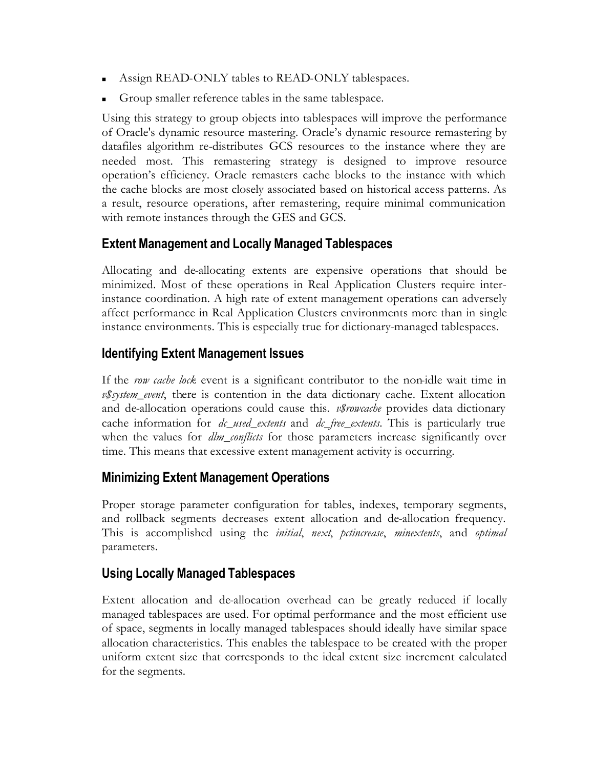- Assign READ-ONLY tables to READ-ONLY tablespaces.
- Group smaller reference tables in the same tablespace.

Using this strategy to group objects into tablespaces will improve the performance of Oracle's dynamic resource mastering. Oracle's dynamic resource remastering by datafiles algorithm re-distributes GCS resources to the instance where they are needed most. This remastering strategy is designed to improve resource operation's efficiency. Oracle remasters cache blocks to the instance with which the cache blocks are most closely associated based on historical access patterns. As a result, resource operations, after remastering, require minimal communication with remote instances through the GES and GCS.

## Extent Management and Locally Managed Tablespaces

Allocating and de-allocating extents are expensive operations that should be minimized. Most of these operations in Real Application Clusters require inter-instance coordination. A high rate of extent management operations can adversely affect performance in Real Application Clusters environments more than in single instance environments. This is especially true for dictionary-managed tablespaces.

## Identifying Extent Management Issues

If the *row cache lock* event is a significant contributor to the non-idle wait time in *v$system_event*, there is contention in the data dictionary cache. Extent allocation and de-allocation operations could cause this. *v$rowcache* provides data dictionary cache information for *dc_used_extents* and *dc_free_extents*. This is particularly true when the values for *dlm_conflicts* for those parameters increase significantly over time. This means that excessive extent management activity is occurring.

## Minimizing Extent Management Operations

Proper storage parameter configuration for tables, indexes, temporary segments, and rollback segments decreases extent allocation and de-allocation frequency. This is accomplished using the *initial*, *next*, *pctincrease*, *minextents*, and *optimal* parameters.

## Using Locally Managed Tablespaces

Extent allocation and de-allocation overhead can be greatly reduced if locally managed tablespaces are used. For optimal performance and the most efficient use of space, segments in locally managed tablespaces should ideally have similar space allocation characteristics. This enables the tablespace to be created with the proper uniform extent size that corresponds to the ideal extent size increment calculated for the segments.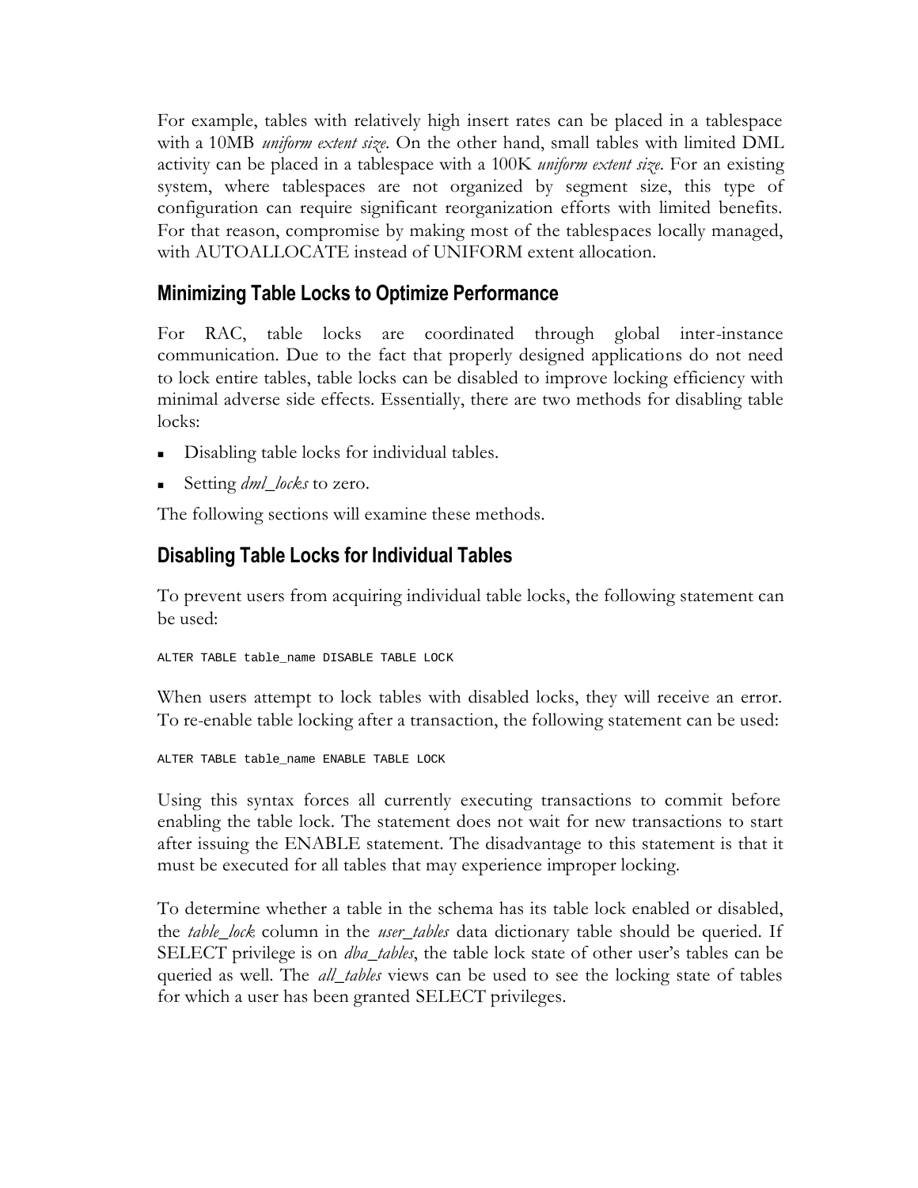For example, tables with relatively high insert rates can be placed in a tablespace with a 10MB *uniform extent size*. On the other hand, small tables with limited DML activity can be placed in a tablespace with a 100K *uniform extent size*. For an existing system, where tablespaces are not organized by segment size, this type of configuration can require significant reorganization efforts with limited benefits. For that reason, compromise by making most of the tablespaces locally managed, with AUTOALLOCATE instead of UNIFORM extent allocation.

## Minimizing Table Locks to Optimize Performance

For RAC, table locks are coordinated through global inter-instance communication. Due to the fact that properly designed applications do not need to lock entire tables, table locks can be disabled to improve locking efficiency with minimal adverse side effects. Essentially, there are two methods for disabling table locks:

- Disabling table locks for individual tables.
- Setting *dml_locks* to zero.

The following sections will examine these methods.

## Disabling Table Locks for Individual Tables

To prevent users from acquiring individual table locks, the following statement can be used:

```
ALTER TABLE table_name DISABLE TABLE LOCK
```

When users attempt to lock tables with disabled locks, they will receive an error. To re-enable table locking after a transaction, the following statement can be used:

```
ALTER TABLE table_name ENABLE TABLE LOCK
```

Using this syntax forces all currently executing transactions to commit before enabling the table lock. The statement does not wait for new transactions to start after issuing the ENABLE statement. The disadvantage to this statement is that it must be executed for all tables that may experience improper locking.

To determine whether a table in the schema has its table lock enabled or disabled, the *table_lock* column in the *user_tables* data dictionary table should be queried. If SELECT privilege is on *dba_tables*, the table lock state of other user's tables can be queried as well. The *all_tables* views can be used to see the locking state of tables for which a user has been granted SELECT privileges.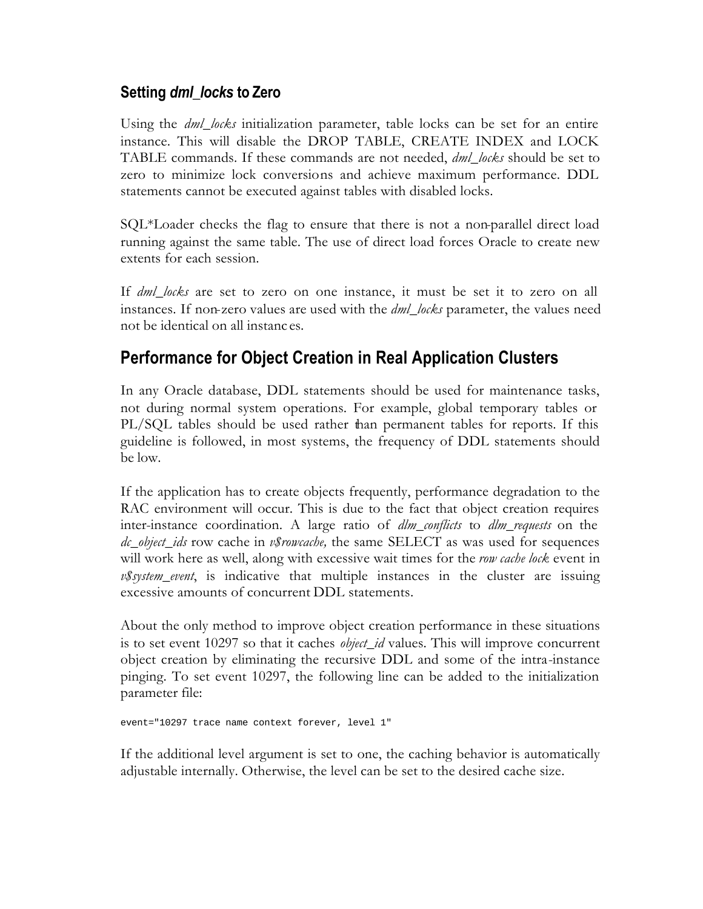### Setting *dml_locks* to Zero

Using the *dml_locks* initialization parameter, table locks can be set for an entire instance. This will disable the DROP TABLE, CREATE INDEX and LOCK TABLE commands. If these commands are not needed, *dml_locks* should be set to zero to minimize lock conversions and achieve maximum performance. DDL statements cannot be executed against tables with disabled locks.

SQL*Loader checks the flag to ensure that there is not a non-parallel direct load running against the same table. The use of direct load forces Oracle to create new extents for each session.

If *dml_locks* are set to zero on one instance, it must be set it to zero on all instances. If non-zero values are used with the *dml_locks* parameter, the values need not be identical on all instances.

## Performance for Object Creation in Real Application Clusters

In any Oracle database, DDL statements should be used for maintenance tasks, not during normal system operations. For example, global temporary tables or PL/SQL tables should be used rather than permanent tables for reports. If this guideline is followed, in most systems, the frequency of DDL statements should be low.

If the application has to create objects frequently, performance degradation to the RAC environment will occur. This is due to the fact that object creation requires inter-instance coordination. A large ratio of *dlm_conflicts* to *dlm_requests* on the *dc_object_ids* row cache in *v$rowcache,* the same SELECT as was used for sequences will work here as well, along with excessive wait times for the *row cache lock* event in *v$system_event*, is indicative that multiple instances in the cluster are issuing excessive amounts of concurrent DDL statements.

About the only method to improve object creation performance in these situations is to set event 10297 so that it caches *object_id* values. This will improve concurrent object creation by eliminating the recursive DDL and some of the intra-instance pinging. To set event 10297, the following line can be added to the initialization parameter file:

```
event="10297 trace name context forever, level 1"
```

If the additional level argument is set to one, the caching behavior is automatically adjustable internally. Otherwise, the level can be set to the desired cache size.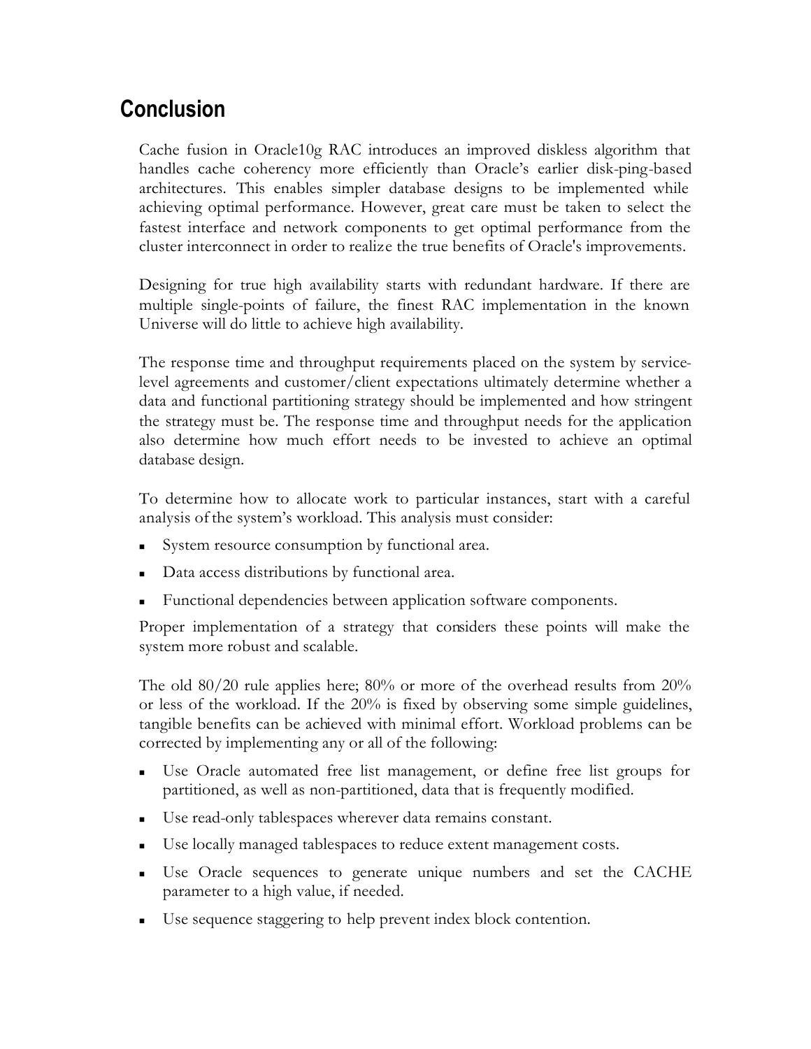## Conclusion

Cache fusion in Oracle10g RAC introduces an improved diskless algorithm that handles cache coherency more efficiently than Oracle's earlier disk-ping-based architectures. This enables simpler database designs to be implemented while achieving optimal performance. However, great care must be taken to select the fastest interface and network components to get optimal performance from the cluster interconnect in order to realize the true benefits of Oracle's improvements.

Designing for true high availability starts with redundant hardware. If there are multiple single-points of failure, the finest RAC implementation in the known Universe will do little to achieve high availability.

The response time and throughput requirements placed on the system by service-level agreements and customer/client expectations ultimately determine whether a data and functional partitioning strategy should be implemented and how stringent the strategy must be. The response time and throughput needs for the application also determine how much effort needs to be invested to achieve an optimal database design.

To determine how to allocate work to particular instances, start with a careful analysis of the system's workload. This analysis must consider:

- System resource consumption by functional area.
- Data access distributions by functional area.
- Functional dependencies between application software components.

Proper implementation of a strategy that considers these points will make the system more robust and scalable.

The old 80/20 rule applies here; 80% or more of the overhead results from 20% or less of the workload. If the 20% is fixed by observing some simple guidelines, tangible benefits can be achieved with minimal effort. Workload problems can be corrected by implementing any or all of the following:

- Use Oracle automated free list management, or define free list groups for partitioned, as well as non-partitioned, data that is frequently modified.
- Use read-only tablespaces wherever data remains constant.
- Use locally managed tablespaces to reduce extent management costs.
- Use Oracle sequences to generate unique numbers and set the CACHE parameter to a high value, if needed.
- Use sequence staggering to help prevent index block contention.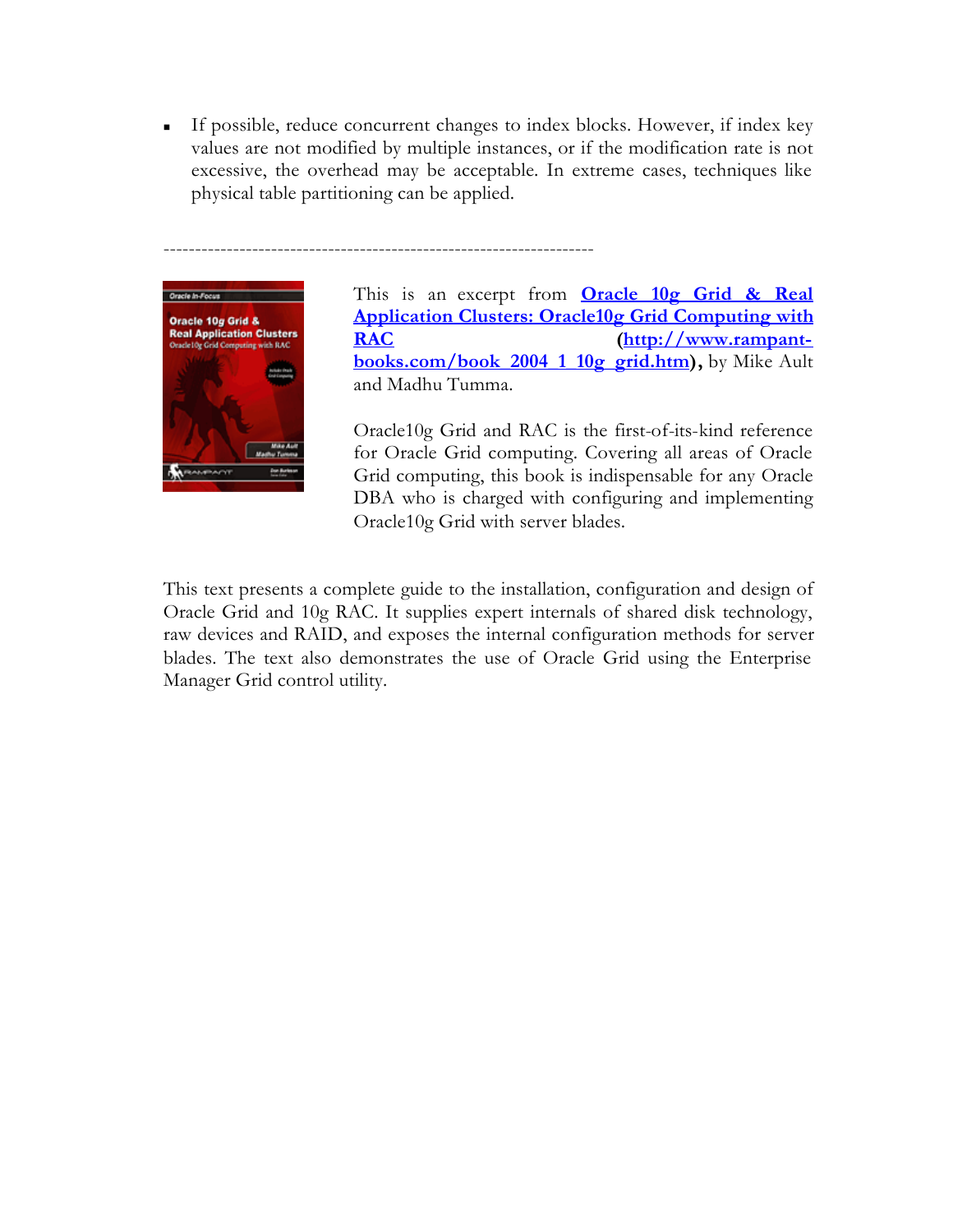- If possible, reduce concurrent changes to index blocks. However, if index key values are not modified by multiple instances, or if the modification rate is not excessive, the overhead may be acceptable. In extreme cases, techniques like physical table partitioning can be applied.

-------------------------------------------------------------------

This is an excerpt from **[Oracle 10g Grid & Real Application Clusters: Oracle10g Grid Computing with RAC](http://www.rampant-books.com/book_2004_1_10g_grid.htm)** (**[http://www.rampant-books.com/book_2004_1_10g_grid.htm](http://www.rampant-books.com/book_2004_1_10g_grid.htm)**)**,** by Mike Ault and Madhu Tumma.

Oracle10g Grid and RAC is the first-of-its-kind reference for Oracle Grid computing. Covering all areas of Oracle Grid computing, this book is indispensable for any Oracle DBA who is charged with configuring and implementing Oracle10g Grid with server blades.

This text presents a complete guide to the installation, configuration and design of Oracle Grid and 10g RAC. It supplies expert internals of shared disk technology, raw devices and RAID, and exposes the internal configuration methods for server blades. The text also demonstrates the use of Oracle Grid using the Enterprise Manager Grid control utility.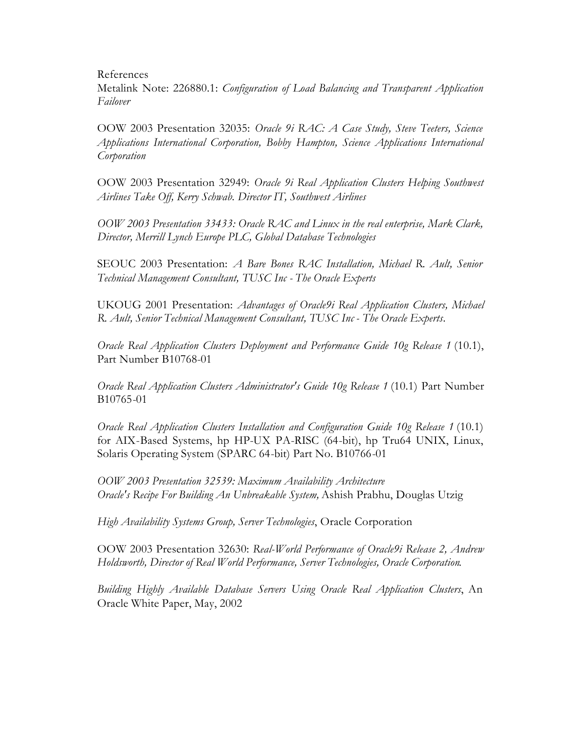References

Metalink Note: 226880.1: *Configuration of Load Balancing and Transparent Application Failover*

OOW 2003 Presentation 32035: *Oracle 9i RAC: A Case Study, Steve Teeters, Science Applications International Corporation, Bobby Hampton, Science Applications International Corporation*

OOW 2003 Presentation 32949: *Oracle 9i Real Application Clusters Helping Southwest Airlines Take Off, Kerry Schwab. Director IT, Southwest Airlines*

*OOW 2003 Presentation 33433: Oracle RAC and Linux in the real enterprise, Mark Clark, Director, Merrill Lynch Europe PLC, Global Database Technologies*

SEOUC 2003 Presentation: *A Bare Bones RAC Installation, Michael R. Ault, Senior Technical Management Consultant, TUSC Inc - The Oracle Experts*

UKOUG 2001 Presentation: *Advantages of Oracle9i Real Application Clusters, Michael R. Ault, Senior Technical Management Consultant, TUSC Inc - The Oracle Experts*.

*Oracle Real Application Clusters Deployment and Performance Guide 10g Release 1* (10.1), Part Number B10768-01

*Oracle Real Application Clusters Administrator's Guide 10g Release 1* (10.1) Part Number B10765-01

*Oracle Real Application Clusters Installation and Configuration Guide 10g Release 1* (10.1) for AIX-Based Systems, hp HP-UX PA-RISC (64-bit), hp Tru64 UNIX, Linux, Solaris Operating System (SPARC 64-bit) Part No. B10766-01

*OOW 2003 Presentation 32539: Maximum Availability Architecture*
*Oracle's Recipe For Building An Unbreakable System,* Ashish Prabhu, Douglas Utzig

*High Availability Systems Group, Server Technologies*, Oracle Corporation

OOW 2003 Presentation 32630: *Real-World Performance of Oracle9i Release 2, Andrew Holdsworth, Director of Real World Performance, Server Technologies, Oracle Corporation.*

*Building Highly Available Database Servers Using Oracle Real Application Clusters*, An Oracle White Paper, May, 2002